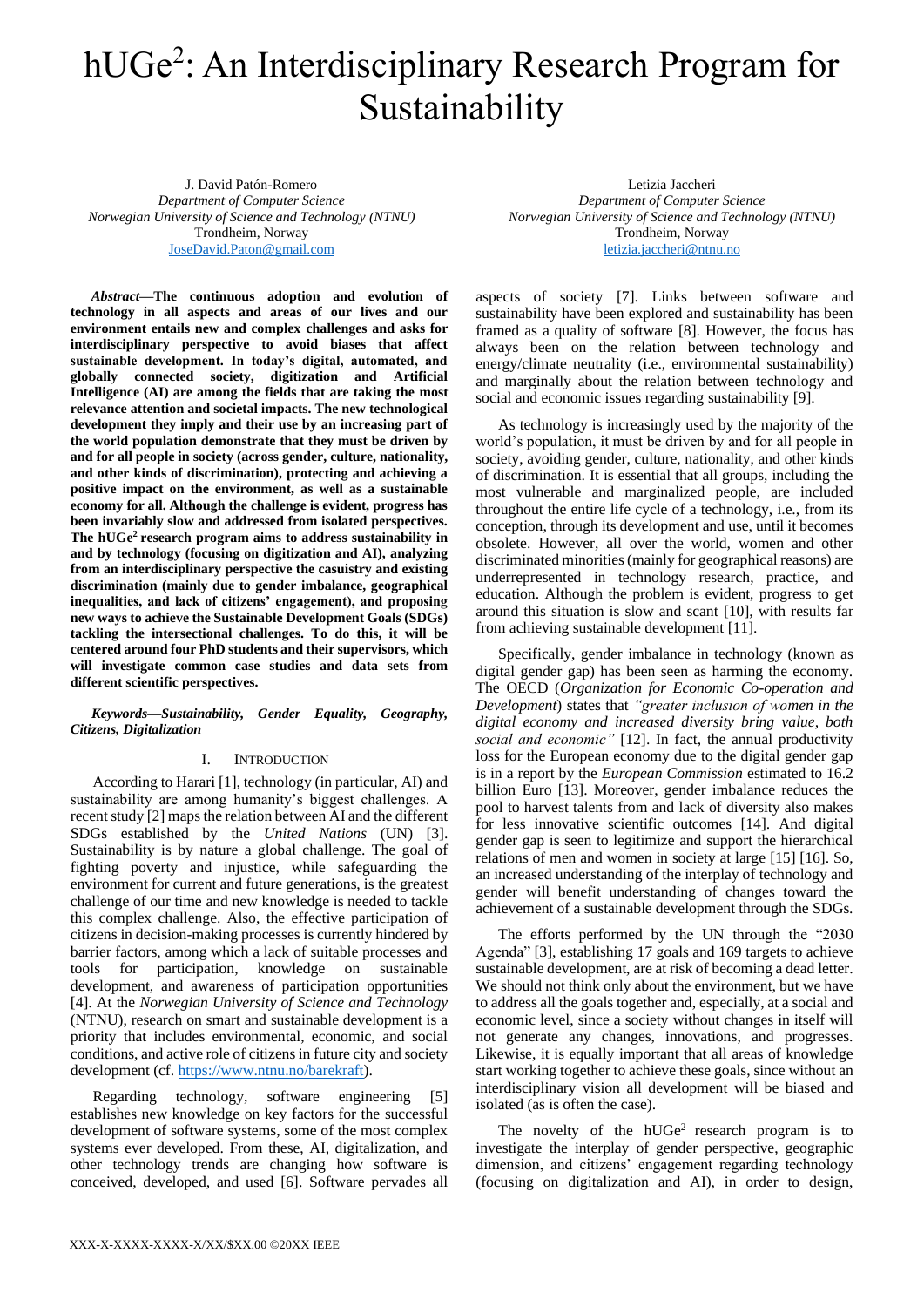# hUGe$^2$: An Interdisciplinary Research Program for Sustainability

J. David Patón-Romero
*Department of Computer Science*
*Norwegian University of Science and Technology (NTNU)*
Trondheim, Norway
JoseDavid.Paton@gmail.com

Letizia Jaccheri
*Department of Computer Science*
*Norwegian University of Science and Technology (NTNU)*
Trondheim, Norway
letizia.jaccheri@ntnu.no

***Abstract*—The continuous adoption and evolution of technology in all aspects and areas of our lives and our environment entails new and complex challenges and asks for interdisciplinary perspective to avoid biases that affect sustainable development. In today's digital, automated, and globally connected society, digitization and Artificial Intelligence (AI) are among the fields that are taking the most relevance attention and societal impacts. The new technological development they imply and their use by an increasing part of the world population demonstrate that they must be driven by and for all people in society (across gender, culture, nationality, and other kinds of discrimination), protecting and achieving a positive impact on the environment, as well as a sustainable economy for all. Although the challenge is evident, progress has been invariably slow and addressed from isolated perspectives. The hUGe$^2$ research program aims to address sustainability in and by technology (focusing on digitization and AI), analyzing from an interdisciplinary perspective the casuistry and existing discrimination (mainly due to gender imbalance, geographical inequalities, and lack of citizens' engagement), and proposing new ways to achieve the Sustainable Development Goals (SDGs) tackling the intersectional challenges. To do this, it will be centered around four PhD students and their supervisors, which will investigate common case studies and data sets from different scientific perspectives.**

***Keywords*—*Sustainability, Gender Equality, Geography, Citizens, Digitalization***

## I. Introduction

According to Harari [1], technology (in particular, AI) and sustainability are among humanity's biggest challenges. A recent study [2] maps the relation between AI and the different SDGs established by the *United Nations* (UN) [3]. Sustainability is by nature a global challenge. The goal of fighting poverty and injustice, while safeguarding the environment for current and future generations, is the greatest challenge of our time and new knowledge is needed to tackle this complex challenge. Also, the effective participation of citizens in decision-making processes is currently hindered by barrier factors, among which a lack of suitable processes and tools for participation, knowledge on sustainable development, and awareness of participation opportunities [4]. At the *Norwegian University of Science and Technology* (NTNU), research on smart and sustainable development is a priority that includes environmental, economic, and social conditions, and active role of citizens in future city and society development (cf. https://www.ntnu.no/barekraft).

Regarding technology, software engineering [5] establishes new knowledge on key factors for the successful development of software systems, some of the most complex systems ever developed. From these, AI, digitalization, and other technology trends are changing how software is conceived, developed, and used [6]. Software pervades all aspects of society [7]. Links between software and sustainability have been explored and sustainability has been framed as a quality of software [8]. However, the focus has always been on the relation between technology and energy/climate neutrality (i.e., environmental sustainability) and marginally about the relation between technology and social and economic issues regarding sustainability [9].

As technology is increasingly used by the majority of the world's population, it must be driven by and for all people in society, avoiding gender, culture, nationality, and other kinds of discrimination. It is essential that all groups, including the most vulnerable and marginalized people, are included throughout the entire life cycle of a technology, i.e., from its conception, through its development and use, until it becomes obsolete. However, all over the world, women and other discriminated minorities (mainly for geographical reasons) are underrepresented in technology research, practice, and education. Although the problem is evident, progress to get around this situation is slow and scant [10], with results far from achieving sustainable development [11].

Specifically, gender imbalance in technology (known as digital gender gap) has been seen as harming the economy. The OECD (*Organization for Economic Co-operation and Development*) states that *"greater inclusion of women in the digital economy and increased diversity bring value, both social and economic"* [12]. In fact, the annual productivity loss for the European economy due to the digital gender gap is in a report by the *European Commission* estimated to 16.2 billion Euro [13]. Moreover, gender imbalance reduces the pool to harvest talents from and lack of diversity also makes for less innovative scientific outcomes [14]. And digital gender gap is seen to legitimize and support the hierarchical relations of men and women in society at large [15] [16]. So, an increased understanding of the interplay of technology and gender will benefit understanding of changes toward the achievement of a sustainable development through the SDGs.

The efforts performed by the UN through the "2030 Agenda" [3], establishing 17 goals and 169 targets to achieve sustainable development, are at risk of becoming a dead letter. We should not think only about the environment, but we have to address all the goals together and, especially, at a social and economic level, since a society without changes in itself will not generate any changes, innovations, and progresses. Likewise, it is equally important that all areas of knowledge start working together to achieve these goals, since without an interdisciplinary vision all development will be biased and isolated (as is often the case).

The novelty of the hUGe$^2$ research program is to investigate the interplay of gender perspective, geographic dimension, and citizens' engagement regarding technology (focusing on digitalization and AI), in order to design,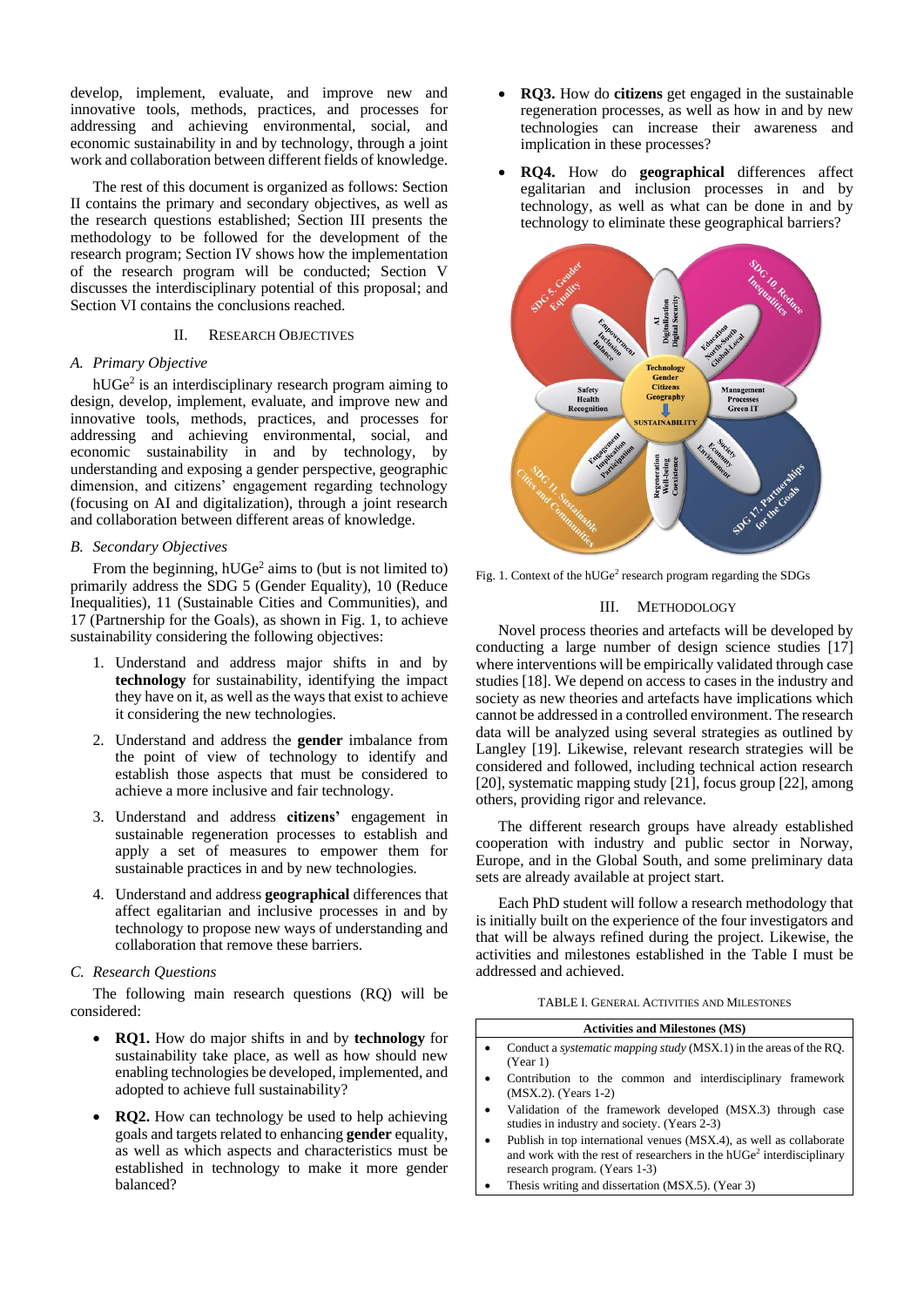develop, implement, evaluate, and improve new and innovative tools, methods, practices, and processes for addressing and achieving environmental, social, and economic sustainability in and by technology, through a joint work and collaboration between different fields of knowledge.

The rest of this document is organized as follows: Section II contains the primary and secondary objectives, as well as the research questions established; Section III presents the methodology to be followed for the development of the research program; Section IV shows how the implementation of the research program will be conducted; Section V discusses the interdisciplinary potential of this proposal; and Section VI contains the conclusions reached.

## II. Research Objectives

### A. Primary Objective

hUGe[2] is an interdisciplinary research program aiming to design, develop, implement, evaluate, and improve new and innovative tools, methods, practices, and processes for addressing and achieving environmental, social, and economic sustainability in and by technology, by understanding and exposing a gender perspective, geographic dimension, and citizens' engagement regarding technology (focusing on AI and digitalization), through a joint research and collaboration between different areas of knowledge.

### B. Secondary Objectives

From the beginning, hUGe[2] aims to (but is not limited to) primarily address the SDG 5 (Gender Equality), 10 (Reduce Inequalities), 11 (Sustainable Cities and Communities), and 17 (Partnership for the Goals), as shown in Fig. 1, to achieve sustainability considering the following objectives:

1. Understand and address major shifts in and by **technology** for sustainability, identifying the impact they have on it, as well as the ways that exist to achieve it considering the new technologies.
2. Understand and address the **gender** imbalance from the point of view of technology to identify and establish those aspects that must be considered to achieve a more inclusive and fair technology.
3. Understand and address **citizens'** engagement in sustainable regeneration processes to establish and apply a set of measures to empower them for sustainable practices in and by new technologies.
4. Understand and address **geographical** differences that affect egalitarian and inclusive processes in and by technology to propose new ways of understanding and collaboration that remove these barriers.

### C. Research Questions

The following main research questions (RQ) will be considered:

- **RQ1.** How do major shifts in and by **technology** for sustainability take place, as well as how should new enabling technologies be developed, implemented, and adopted to achieve full sustainability?
- **RQ2.** How can technology be used to help achieving goals and targets related to enhancing **gender** equality, as well as which aspects and characteristics must be established in technology to make it more gender balanced?
- **RQ3.** How do **citizens** get engaged in the sustainable regeneration processes, as well as how in and by new technologies can increase their awareness and implication in these processes?
- **RQ4.** How do **geographical** differences affect egalitarian and inclusion processes in and by technology, as well as what can be done in and by technology to eliminate these geographical barriers?

Fig. 1. Context of the hUGe[2] research program regarding the SDGs

## III. Methodology

Novel process theories and artefacts will be developed by conducting a large number of design science studies [17] where interventions will be empirically validated through case studies [18]. We depend on access to cases in the industry and society as new theories and artefacts have implications which cannot be addressed in a controlled environment. The research data will be analyzed using several strategies as outlined by Langley [19]. Likewise, relevant research strategies will be considered and followed, including technical action research [20], systematic mapping study [21], focus group [22], among others, providing rigor and relevance.

The different research groups have already established cooperation with industry and public sector in Norway, Europe, and in the Global South, and some preliminary data sets are already available at project start.

Each PhD student will follow a research methodology that is initially built on the experience of the four investigators and that will be always refined during the project. Likewise, the activities and milestones established in the Table I must be addressed and achieved.

TABLE I. General Activities and Milestones

| Activities and Milestones (MS) |
|---|
| • Conduct a *systematic mapping study* (MSX.1) in the areas of the RQ. (Year 1) |
| • Contribution to the common and interdisciplinary framework (MSX.2). (Years 1-2) |
| • Validation of the framework developed (MSX.3) through case studies in industry and society. (Years 2-3) |
| • Publish in top international venues (MSX.4), as well as collaborate and work with the rest of researchers in the hUGe[2] interdisciplinary research program. (Years 1-3) |
| • Thesis writing and dissertation (MSX.5). (Year 3) |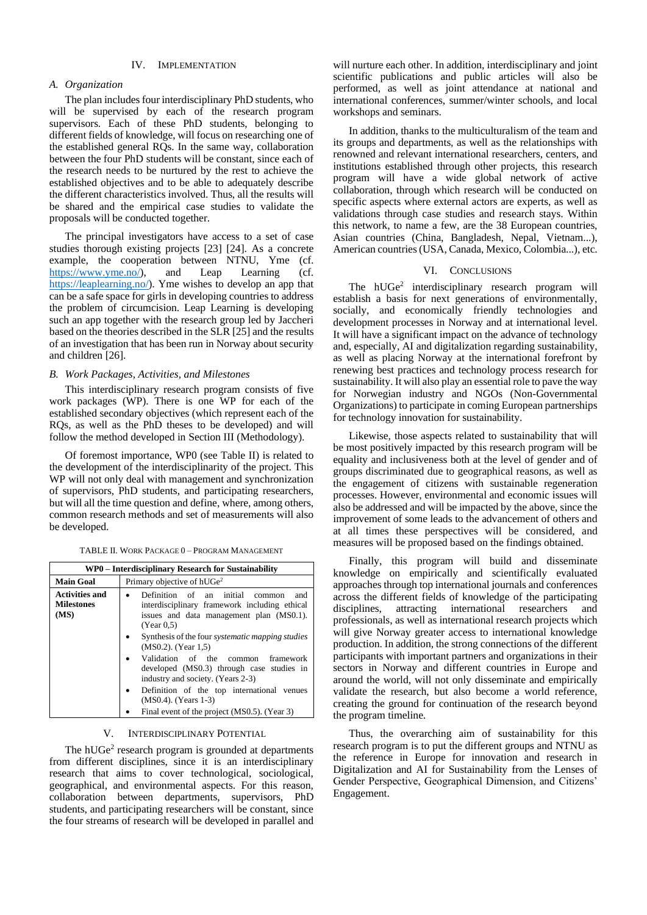## IV. Implementation

### A. Organization

The plan includes four interdisciplinary PhD students, who will be supervised by each of the research program supervisors. Each of these PhD students, belonging to different fields of knowledge, will focus on researching one of the established general RQs. In the same way, collaboration between the four PhD students will be constant, since each of the research needs to be nurtured by the rest to achieve the established objectives and to be able to adequately describe the different characteristics involved. Thus, all the results will be shared and the empirical case studies to validate the proposals will be conducted together.

The principal investigators have access to a set of case studies thorough existing projects [23] [24]. As a concrete example, the cooperation between NTNU, Yme (cf. https://www.yme.no/), and Leap Learning (cf. https://leaplearning.no/). Yme wishes to develop an app that can be a safe space for girls in developing countries to address the problem of circumcision. Leap Learning is developing such an app together with the research group led by Jaccheri based on the theories described in the SLR [25] and the results of an investigation that has been run in Norway about security and children [26].

### B. Work Packages, Activities, and Milestones

This interdisciplinary research program consists of five work packages (WP). There is one WP for each of the established secondary objectives (which represent each of the RQs, as well as the PhD theses to be developed) and will follow the method developed in Section III (Methodology).

Of foremost importance, WP0 (see Table II) is related to the development of the interdisciplinarity of the project. This WP will not only deal with management and synchronization of supervisors, PhD students, and participating researchers, but will all the time question and define, where, among others, common research methods and set of measurements will also be developed.

TABLE II. Work Package 0 – Program Management

| **WP0 – Interdisciplinary Research for Sustainability** | |
|---|---|
| **Main Goal** | Primary objective of hUGe[2] |
| **Activities and Milestones (MS)** | • Definition of an initial common and interdisciplinary framework including ethical issues and data management plan (MS0.1). (Year 0,5)<br>• Synthesis of the four *systematic mapping studies* (MS0.2). (Year 1,5)<br>• Validation of the common framework developed (MS0.3) through case studies in industry and society. (Years 2-3)<br>• Definition of the top international venues (MS0.4). (Years 1-3)<br>• Final event of the project (MS0.5). (Year 3) |

## V. Interdisciplinary Potential

The hUGe[2] research program is grounded at departments from different disciplines, since it is an interdisciplinary research that aims to cover technological, sociological, geographical, and environmental aspects. For this reason, collaboration between departments, supervisors, PhD students, and participating researchers will be constant, since the four streams of research will be developed in parallel and will nurture each other. In addition, interdisciplinary and joint scientific publications and public articles will also be performed, as well as joint attendance at national and international conferences, summer/winter schools, and local workshops and seminars.

In addition, thanks to the multiculturalism of the team and its groups and departments, as well as the relationships with renowned and relevant international researchers, centers, and institutions established through other projects, this research program will have a wide global network of active collaboration, through which research will be conducted on specific aspects where external actors are experts, as well as validations through case studies and research stays. Within this network, to name a few, are the 38 European countries, Asian countries (China, Bangladesh, Nepal, Vietnam...), American countries (USA, Canada, Mexico, Colombia...), etc.

## VI. Conclusions

The hUGe[2] interdisciplinary research program will establish a basis for next generations of environmentally, socially, and economically friendly technologies and development processes in Norway and at international level. It will have a significant impact on the advance of technology and, especially, AI and digitalization regarding sustainability, as well as placing Norway at the international forefront by renewing best practices and technology process research for sustainability. It will also play an essential role to pave the way for Norwegian industry and NGOs (Non-Governmental Organizations) to participate in coming European partnerships for technology innovation for sustainability.

Likewise, those aspects related to sustainability that will be most positively impacted by this research program will be equality and inclusiveness both at the level of gender and of groups discriminated due to geographical reasons, as well as the engagement of citizens with sustainable regeneration processes. However, environmental and economic issues will also be addressed and will be impacted by the above, since the improvement of some leads to the advancement of others and at all times these perspectives will be considered, and measures will be proposed based on the findings obtained.

Finally, this program will build and disseminate knowledge on empirically and scientifically evaluated approaches through top international journals and conferences across the different fields of knowledge of the participating disciplines, attracting international researchers and professionals, as well as international research projects which will give Norway greater access to international knowledge production. In addition, the strong connections of the different participants with important partners and organizations in their sectors in Norway and different countries in Europe and around the world, will not only disseminate and empirically validate the research, but also become a world reference, creating the ground for continuation of the research beyond the program timeline.

Thus, the overarching aim of sustainability for this research program is to put the different groups and NTNU as the reference in Europe for innovation and research in Digitalization and AI for Sustainability from the Lenses of Gender Perspective, Geographical Dimension, and Citizens' Engagement.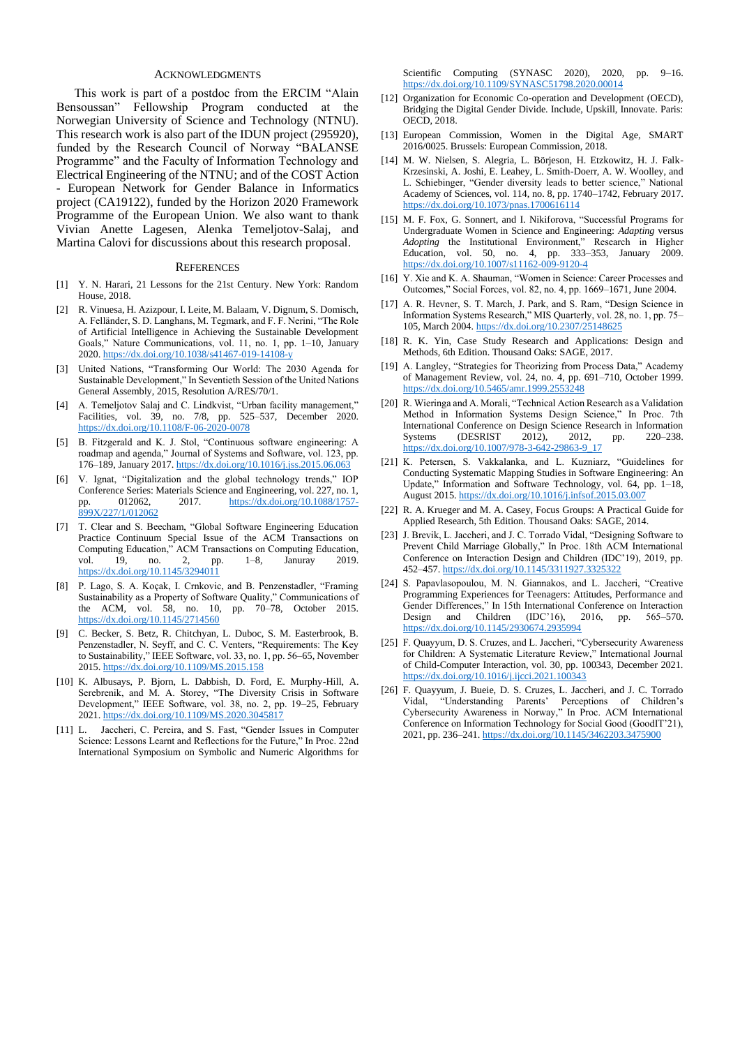## Acknowledgments

This work is part of a postdoc from the ERCIM "Alain Bensoussan" Fellowship Program conducted at the Norwegian University of Science and Technology (NTNU). This research work is also part of the IDUN project (295920), funded by the Research Council of Norway "BALANSE Programme" and the Faculty of Information Technology and Electrical Engineering of the NTNU; and of the COST Action - European Network for Gender Balance in Informatics project (CA19122), funded by the Horizon 2020 Framework Programme of the European Union. We also want to thank Vivian Anette Lagesen, Alenka Temeljotov-Salaj, and Martina Calovi for discussions about this research proposal.

## References

[1] Y. N. Harari, 21 Lessons for the 21st Century. New York: Random House, 2018.

[2] R. Vinuesa, H. Azizpour, I. Leite, M. Balaam, V. Dignum, S. Domisch, A. Felländer, S. D. Langhans, M. Tegmark, and F. F. Nerini, "The Role of Artificial Intelligence in Achieving the Sustainable Development Goals," Nature Communications, vol. 11, no. 1, pp. 1–10, January 2020. https://dx.doi.org/10.1038/s41467-019-14108-y

[3] United Nations, "Transforming Our World: The 2030 Agenda for Sustainable Development," In Seventieth Session of the United Nations General Assembly, 2015, Resolution A/RES/70/1.

[4] A. Temeljotov Salaj and C. Lindkvist, "Urban facility management," Facilities, vol. 39, no. 7/8, pp. 525–537, December 2020. https://dx.doi.org/10.1108/F-06-2020-0078

[5] B. Fitzgerald and K. J. Stol, "Continuous software engineering: A roadmap and agenda," Journal of Systems and Software, vol. 123, pp. 176–189, January 2017. https://dx.doi.org/10.1016/j.jss.2015.06.063

[6] V. Ignat, "Digitalization and the global technology trends," IOP Conference Series: Materials Science and Engineering, vol. 227, no. 1, pp. 012062, 2017. https://dx.doi.org/10.1088/1757-899X/227/1/012062

[7] T. Clear and S. Beecham, "Global Software Engineering Education Practice Continuum Special Issue of the ACM Transactions on Computing Education," ACM Transactions on Computing Education, vol. 19, no. 2, pp. 1–8, Januray 2019. https://dx.doi.org/10.1145/3294011

[8] P. Lago, S. A. Koçak, I. Crnkovic, and B. Penzenstadler, "Framing Sustainability as a Property of Software Quality," Communications of the ACM, vol. 58, no. 10, pp. 70–78, October 2015. https://dx.doi.org/10.1145/2714560

[9] C. Becker, S. Betz, R. Chitchyan, L. Duboc, S. M. Easterbrook, B. Penzenstadler, N. Seyff, and C. C. Venters, "Requirements: The Key to Sustainability," IEEE Software, vol. 33, no. 1, pp. 56–65, November 2015. https://dx.doi.org/10.1109/MS.2015.158

[10] K. Albusays, P. Bjorn, L. Dabbish, D. Ford, E. Murphy-Hill, A. Serebrenik, and M. A. Storey, "The Diversity Crisis in Software Development," IEEE Software, vol. 38, no. 2, pp. 19–25, February 2021. https://dx.doi.org/10.1109/MS.2020.3045817

[11] L. Jaccheri, C. Pereira, and S. Fast, "Gender Issues in Computer Science: Lessons Learnt and Reflections for the Future," In Proc. 22nd International Symposium on Symbolic and Numeric Algorithms for Scientific Computing (SYNASC 2020), 2020, pp. 9–16. https://dx.doi.org/10.1109/SYNASC51798.2020.00014

[12] Organization for Economic Co-operation and Development (OECD), Bridging the Digital Gender Divide. Include, Upskill, Innovate. Paris: OECD, 2018.

[13] European Commission, Women in the Digital Age, SMART 2016/0025. Brussels: European Commission, 2018.

[14] M. W. Nielsen, S. Alegria, L. Börjeson, H. Etzkowitz, H. J. Falk-Krzesinski, A. Joshi, E. Leahey, L. Smith-Doerr, A. W. Woolley, and L. Schiebinger, "Gender diversity leads to better science," National Academy of Sciences, vol. 114, no. 8, pp. 1740–1742, February 2017. https://dx.doi.org/10.1073/pnas.1700616114

[15] M. F. Fox, G. Sonnert, and I. Nikiforova, "Successful Programs for Undergraduate Women in Science and Engineering: *Adapting* versus *Adopting* the Institutional Environment," Research in Higher Education, vol. 50, no. 4, pp. 333–353, January 2009. https://dx.doi.org/10.1007/s11162-009-9120-4

[16] Y. Xie and K. A. Shauman, "Women in Science: Career Processes and Outcomes," Social Forces, vol. 82, no. 4, pp. 1669–1671, June 2004.

[17] A. R. Hevner, S. T. March, J. Park, and S. Ram, "Design Science in Information Systems Research," MIS Quarterly, vol. 28, no. 1, pp. 75–105, March 2004. https://dx.doi.org/10.2307/25148625

[18] R. K. Yin, Case Study Research and Applications: Design and Methods, 6th Edition. Thousand Oaks: SAGE, 2017.

[19] A. Langley, "Strategies for Theorizing from Process Data," Academy of Management Review, vol. 24, no. 4, pp. 691–710, October 1999. https://dx.doi.org/10.5465/amr.1999.2553248

[20] R. Wieringa and A. Morali, "Technical Action Research as a Validation Method in Information Systems Design Science," In Proc. 7th International Conference on Design Science Research in Information Systems (DESRIST 2012), 2012, pp. 220–238. https://dx.doi.org/10.1007/978-3-642-29863-9_17

[21] K. Petersen, S. Vakkalanka, and L. Kuzniarz, "Guidelines for Conducting Systematic Mapping Studies in Software Engineering: An Update," Information and Software Technology, vol. 64, pp. 1–18, August 2015. https://dx.doi.org/10.1016/j.infsof.2015.03.007

[22] R. A. Krueger and M. A. Casey, Focus Groups: A Practical Guide for Applied Research, 5th Edition. Thousand Oaks: SAGE, 2014.

[23] J. Brevik, L. Jaccheri, and J. C. Torrado Vidal, "Designing Software to Prevent Child Marriage Globally," In Proc. 18th ACM International Conference on Interaction Design and Children (IDC'19), 2019, pp. 452–457. https://dx.doi.org/10.1145/3311927.3325322

[24] S. Papavlasopoulou, M. N. Giannakos, and L. Jaccheri, "Creative Programming Experiences for Teenagers: Attitudes, Performance and Gender Differences," In 15th International Conference on Interaction Design and Children (IDC'16), 2016, pp. 565–570. https://dx.doi.org/10.1145/2930674.2935994

[25] F. Quayyum, D. S. Cruzes, and L. Jaccheri, "Cybersecurity Awareness for Children: A Systematic Literature Review," International Journal of Child-Computer Interaction, vol. 30, pp. 100343, December 2021. https://dx.doi.org/10.1016/j.ijcci.2021.100343

[26] F. Quayyum, J. Bueie, D. S. Cruzes, L. Jaccheri, and J. C. Torrado Vidal, "Understanding Parents' Perceptions of Children's Cybersecurity Awareness in Norway," In Proc. ACM International Conference on Information Technology for Social Good (GoodIT'21), 2021, pp. 236–241. https://dx.doi.org/10.1145/3462203.3475900